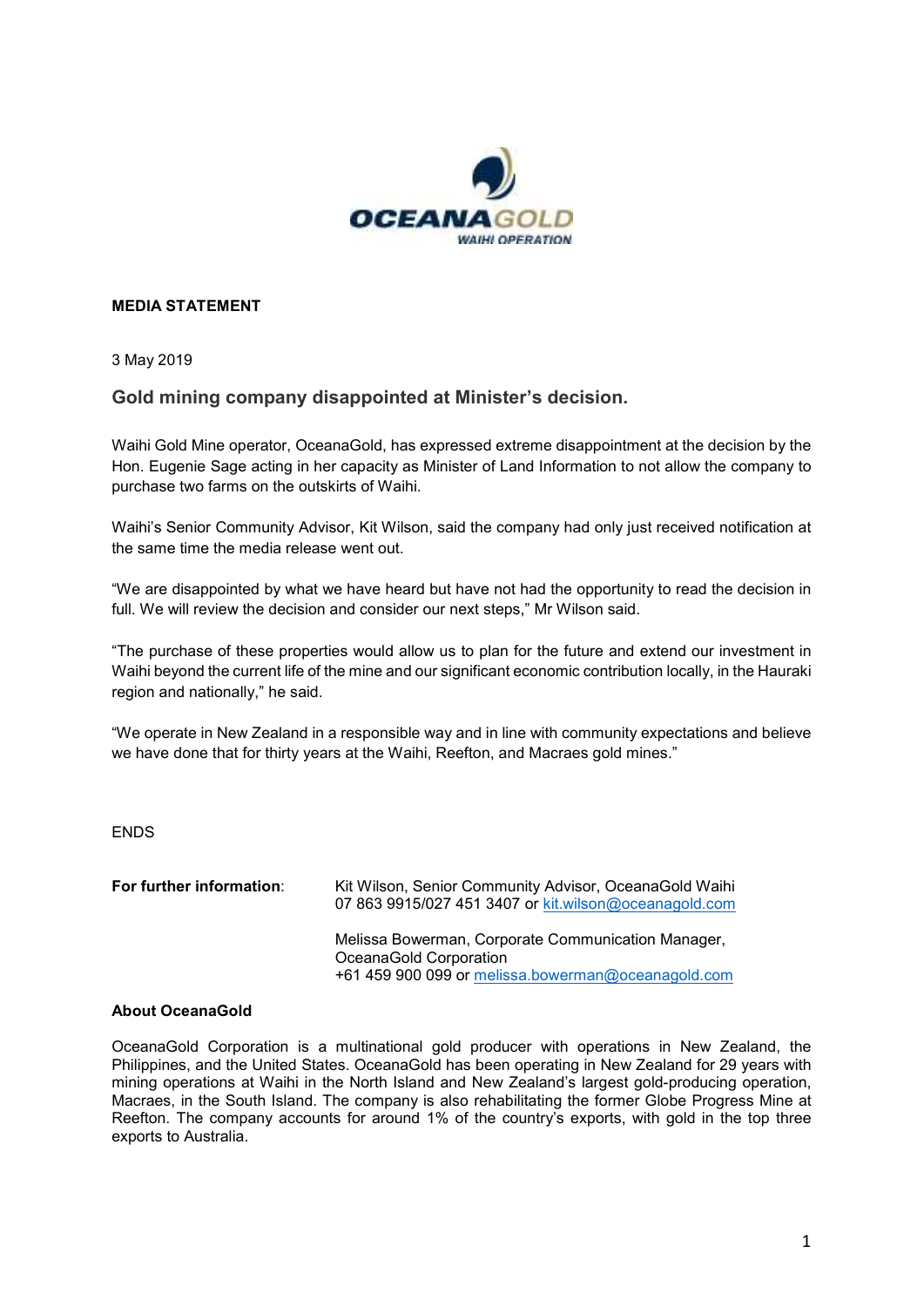OCEANAGOLD
WAIHI OPERATION

**MEDIA STATEMENT**

3 May 2019

## Gold mining company disappointed at Minister's decision.

Waihi Gold Mine operator, OceanaGold, has expressed extreme disappointment at the decision by the Hon. Eugenie Sage acting in her capacity as Minister of Land Information to not allow the company to purchase two farms on the outskirts of Waihi.

Waihi's Senior Community Advisor, Kit Wilson, said the company had only just received notification at the same time the media release went out.

"We are disappointed by what we have heard but have not had the opportunity to read the decision in full. We will review the decision and consider our next steps," Mr Wilson said.

"The purchase of these properties would allow us to plan for the future and extend our investment in Waihi beyond the current life of the mine and our significant economic contribution locally, in the Hauraki region and nationally," he said.

"We operate in New Zealand in a responsible way and in line with community expectations and believe we have done that for thirty years at the Waihi, Reefton, and Macraes gold mines."

ENDS

**For further information**: Kit Wilson, Senior Community Advisor, OceanaGold Waihi
07 863 9915/027 451 3407 or kit.wilson@oceanagold.com

Melissa Bowerman, Corporate Communication Manager, OceanaGold Corporation
+61 459 900 099 or melissa.bowerman@oceanagold.com

**About OceanaGold**

OceanaGold Corporation is a multinational gold producer with operations in New Zealand, the Philippines, and the United States. OceanaGold has been operating in New Zealand for 29 years with mining operations at Waihi in the North Island and New Zealand's largest gold-producing operation, Macraes, in the South Island. The company is also rehabilitating the former Globe Progress Mine at Reefton. The company accounts for around 1% of the country's exports, with gold in the top three exports to Australia.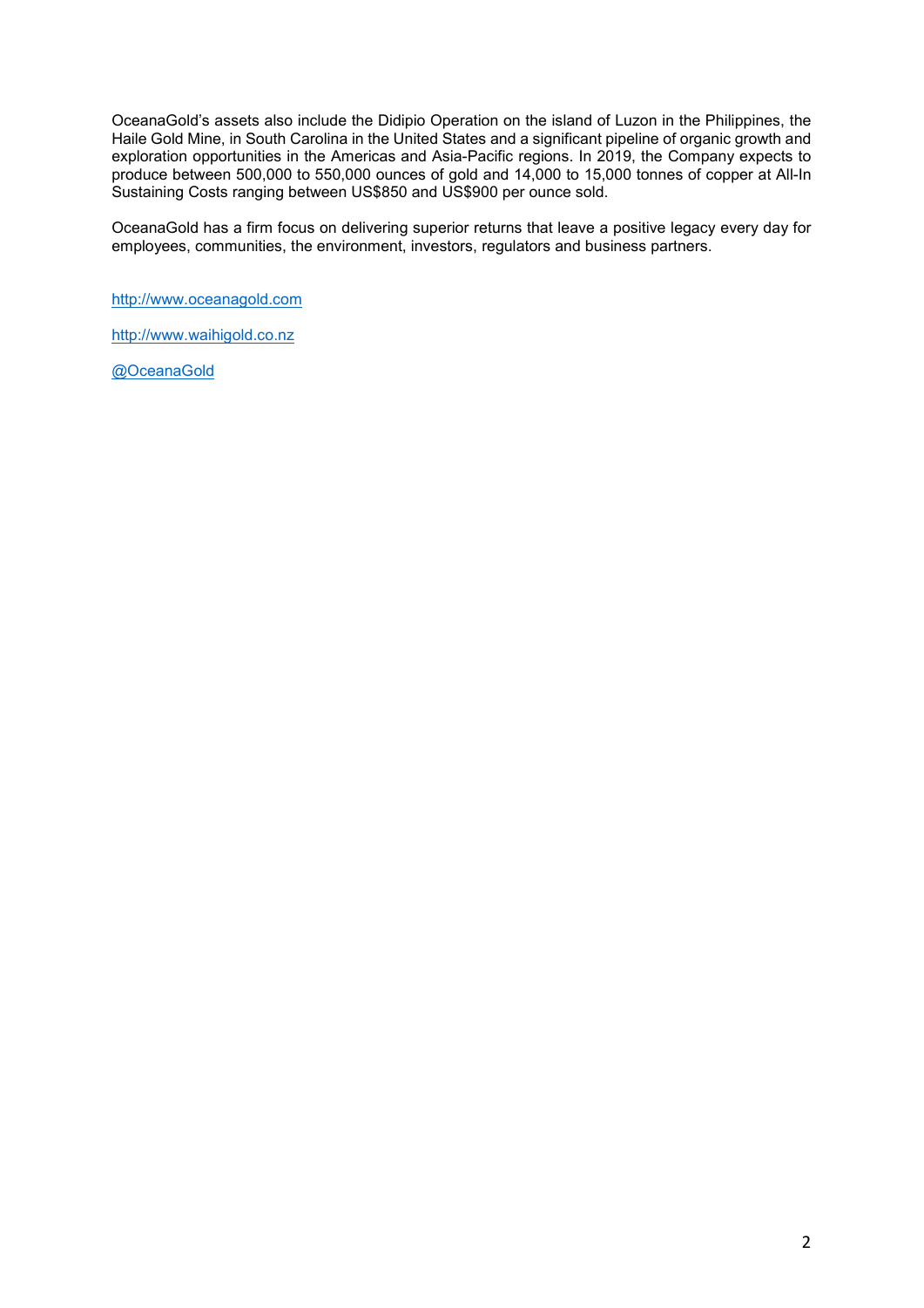OceanaGold's assets also include the Didipio Operation on the island of Luzon in the Philippines, the Haile Gold Mine, in South Carolina in the United States and a significant pipeline of organic growth and exploration opportunities in the Americas and Asia-Pacific regions. In 2019, the Company expects to produce between 500,000 to 550,000 ounces of gold and 14,000 to 15,000 tonnes of copper at All-In Sustaining Costs ranging between US$850 and US$900 per ounce sold.

OceanaGold has a firm focus on delivering superior returns that leave a positive legacy every day for employees, communities, the environment, investors, regulators and business partners.

http://www.oceanagold.com

http://www.waihigold.co.nz

@OceanaGold